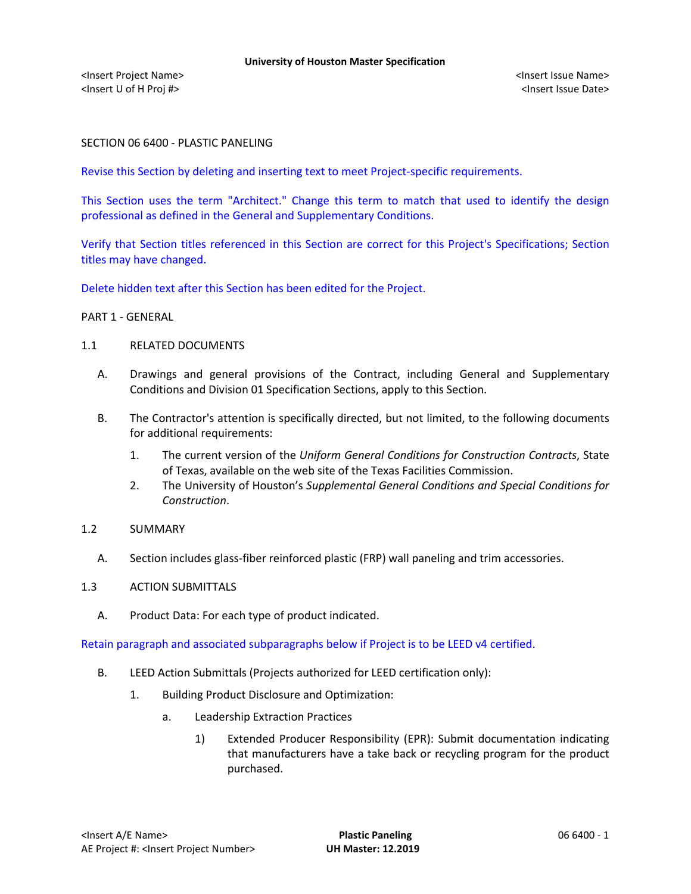University of Houston Master Specification

<Insert Project Name>
<Insert U of H Proj #>

<Insert Issue Name>
<Insert Issue Date>

# SECTION 06 6400 - PLASTIC PANELING

Revise this Section by deleting and inserting text to meet Project-specific requirements.

This Section uses the term "Architect." Change this term to match that used to identify the design professional as defined in the General and Supplementary Conditions.

Verify that Section titles referenced in this Section are correct for this Project's Specifications; Section titles may have changed.

Delete hidden text after this Section has been edited for the Project.

## PART 1 - GENERAL

### 1.1 RELATED DOCUMENTS

A. Drawings and general provisions of the Contract, including General and Supplementary Conditions and Division 01 Specification Sections, apply to this Section.

B. The Contractor's attention is specifically directed, but not limited, to the following documents for additional requirements:

1. The current version of the *Uniform General Conditions for Construction Contracts*, State of Texas, available on the web site of the Texas Facilities Commission.
2. The University of Houston's *Supplemental General Conditions and Special Conditions for Construction*.

### 1.2 SUMMARY

A. Section includes glass-fiber reinforced plastic (FRP) wall paneling and trim accessories.

### 1.3 ACTION SUBMITTALS

A. Product Data: For each type of product indicated.

Retain paragraph and associated subparagraphs below if Project is to be LEED v4 certified.

B. LEED Action Submittals (Projects authorized for LEED certification only):

1. Building Product Disclosure and Optimization:
   a. Leadership Extraction Practices
      1) Extended Producer Responsibility (EPR): Submit documentation indicating that manufacturers have a take back or recycling program for the product purchased.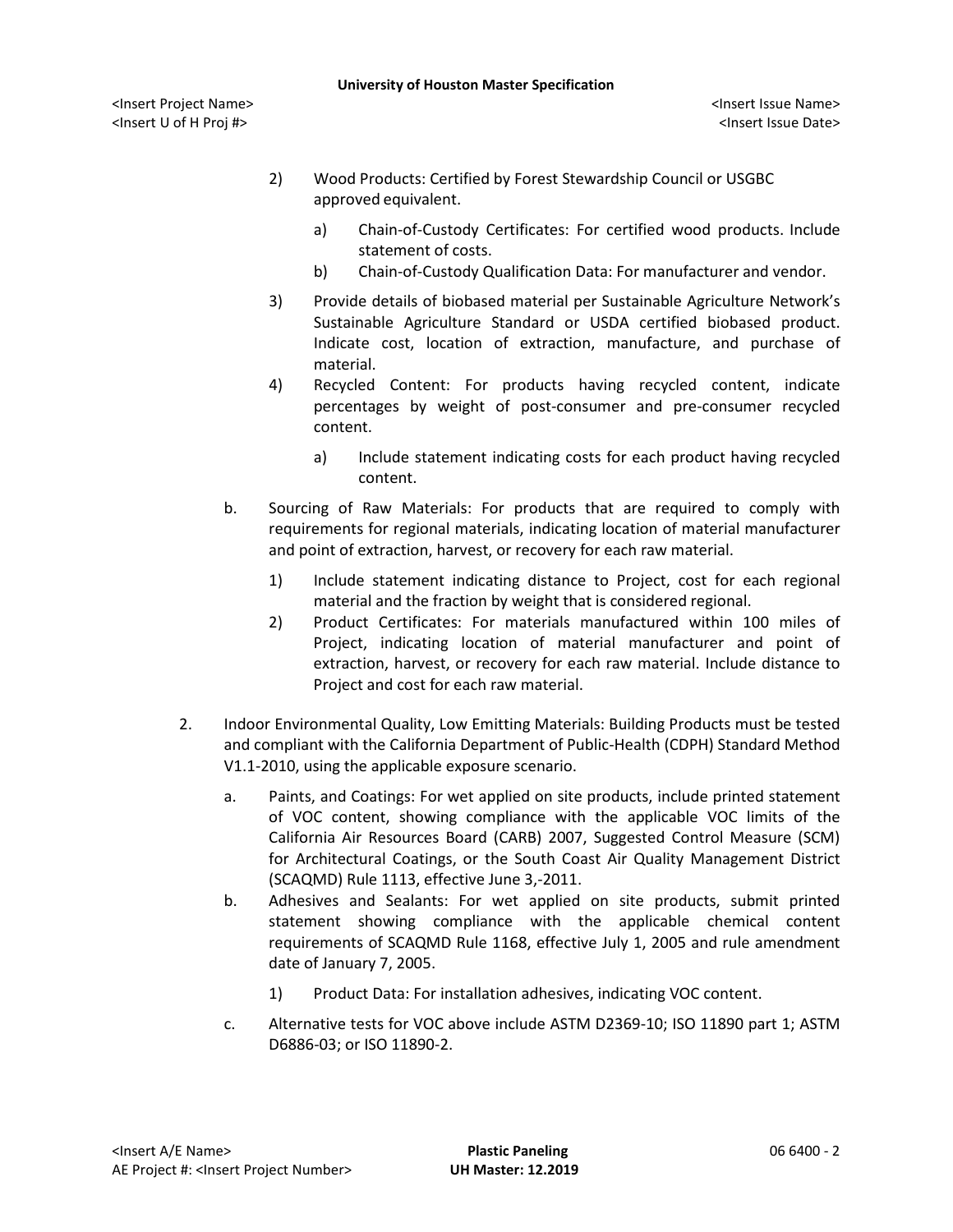2) Wood Products: Certified by Forest Stewardship Council or USGBC approved equivalent.

   a) Chain-of-Custody Certificates: For certified wood products. Include statement of costs.
   b) Chain-of-Custody Qualification Data: For manufacturer and vendor.

3) Provide details of biobased material per Sustainable Agriculture Network's Sustainable Agriculture Standard or USDA certified biobased product. Indicate cost, location of extraction, manufacture, and purchase of material.

4) Recycled Content: For products having recycled content, indicate percentages by weight of post-consumer and pre-consumer recycled content.

   a) Include statement indicating costs for each product having recycled content.

b. Sourcing of Raw Materials: For products that are required to comply with requirements for regional materials, indicating location of material manufacturer and point of extraction, harvest, or recovery for each raw material.

   1) Include statement indicating distance to Project, cost for each regional material and the fraction by weight that is considered regional.
   2) Product Certificates: For materials manufactured within 100 miles of Project, indicating location of material manufacturer and point of extraction, harvest, or recovery for each raw material. Include distance to Project and cost for each raw material.

2. Indoor Environmental Quality, Low Emitting Materials: Building Products must be tested and compliant with the California Department of Public-Health (CDPH) Standard Method V1.1-2010, using the applicable exposure scenario.

   a. Paints, and Coatings: For wet applied on site products, include printed statement of VOC content, showing compliance with the applicable VOC limits of the California Air Resources Board (CARB) 2007, Suggested Control Measure (SCM) for Architectural Coatings, or the South Coast Air Quality Management District (SCAQMD) Rule 1113, effective June 3,-2011.
   b. Adhesives and Sealants: For wet applied on site products, submit printed statement showing compliance with the applicable chemical content requirements of SCAQMD Rule 1168, effective July 1, 2005 and rule amendment date of January 7, 2005.

      1) Product Data: For installation adhesives, indicating VOC content.

   c. Alternative tests for VOC above include ASTM D2369-10; ISO 11890 part 1; ASTM D6886-03; or ISO 11890-2.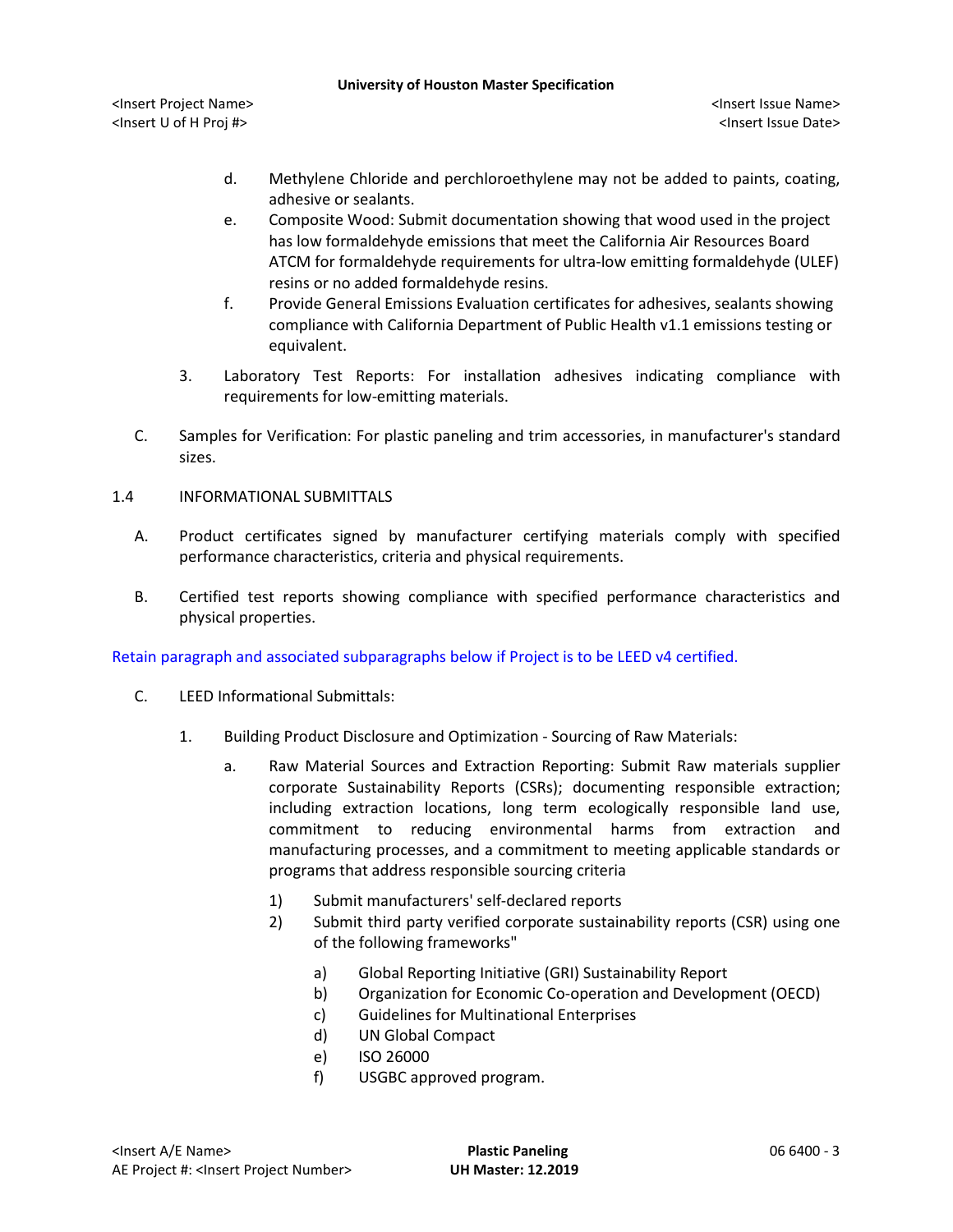d. Methylene Chloride and perchloroethylene may not be added to paints, coating, adhesive or sealants.

e. Composite Wood: Submit documentation showing that wood used in the project has low formaldehyde emissions that meet the California Air Resources Board ATCM for formaldehyde requirements for ultra-low emitting formaldehyde (ULEF) resins or no added formaldehyde resins.

f. Provide General Emissions Evaluation certificates for adhesives, sealants showing compliance with California Department of Public Health v1.1 emissions testing or equivalent.

3. Laboratory Test Reports: For installation adhesives indicating compliance with requirements for low-emitting materials.

C. Samples for Verification: For plastic paneling and trim accessories, in manufacturer's standard sizes.

## 1.4 INFORMATIONAL SUBMITTALS

A. Product certificates signed by manufacturer certifying materials comply with specified performance characteristics, criteria and physical requirements.

B. Certified test reports showing compliance with specified performance characteristics and physical properties.

Retain paragraph and associated subparagraphs below if Project is to be LEED v4 certified.

C. LEED Informational Submittals:

1. Building Product Disclosure and Optimization - Sourcing of Raw Materials:

a. Raw Material Sources and Extraction Reporting: Submit Raw materials supplier corporate Sustainability Reports (CSRs); documenting responsible extraction; including extraction locations, long term ecologically responsible land use, commitment to reducing environmental harms from extraction and manufacturing processes, and a commitment to meeting applicable standards or programs that address responsible sourcing criteria

1) Submit manufacturers' self-declared reports

2) Submit third party verified corporate sustainability reports (CSR) using one of the following frameworks"

a) Global Reporting Initiative (GRI) Sustainability Report

b) Organization for Economic Co-operation and Development (OECD)

c) Guidelines for Multinational Enterprises

d) UN Global Compact

e) ISO 26000

f) USGBC approved program.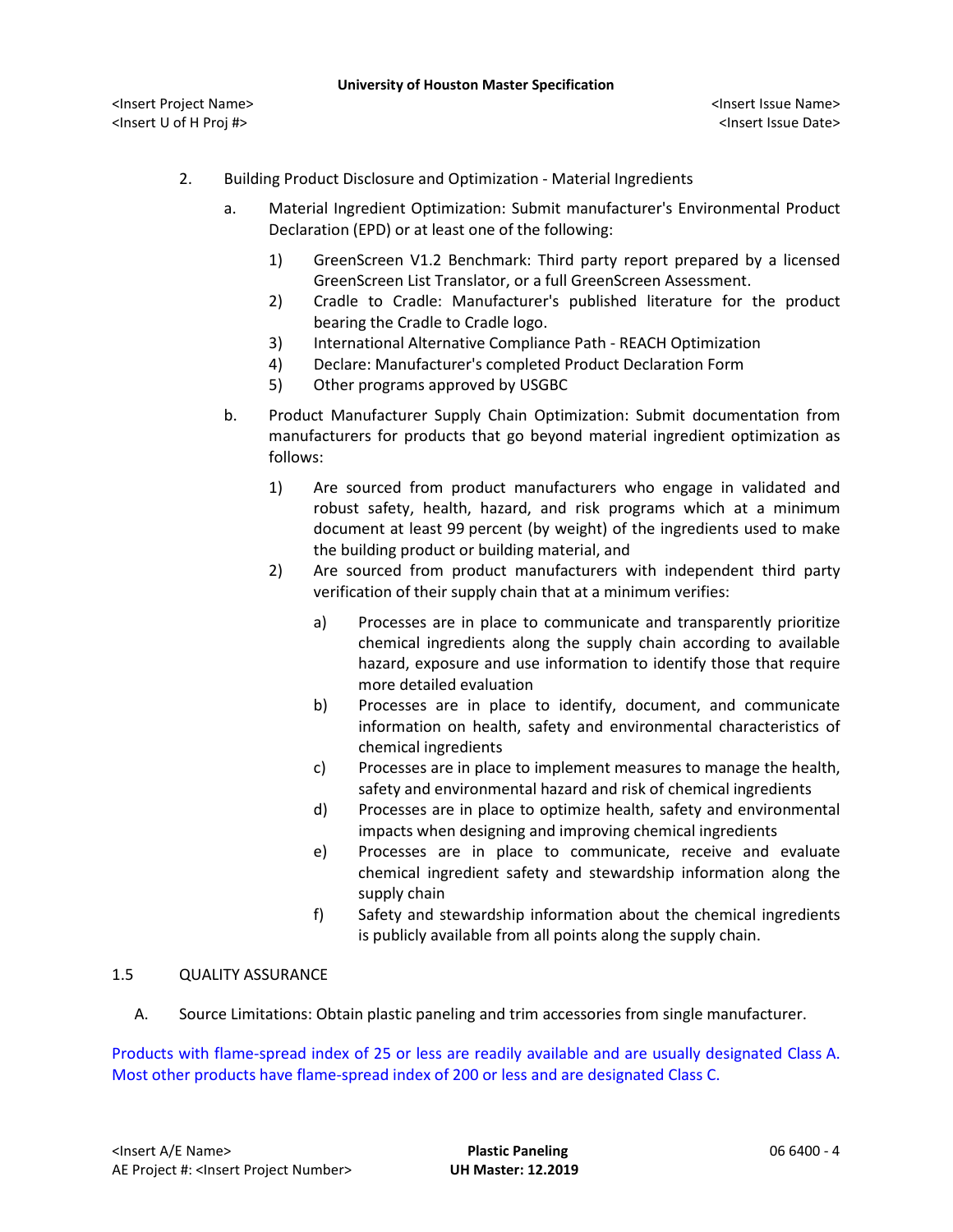2. Building Product Disclosure and Optimization - Material Ingredients

   a. Material Ingredient Optimization: Submit manufacturer's Environmental Product Declaration (EPD) or at least one of the following:

      1) GreenScreen V1.2 Benchmark: Third party report prepared by a licensed GreenScreen List Translator, or a full GreenScreen Assessment.
      2) Cradle to Cradle: Manufacturer's published literature for the product bearing the Cradle to Cradle logo.
      3) International Alternative Compliance Path - REACH Optimization
      4) Declare: Manufacturer's completed Product Declaration Form
      5) Other programs approved by USGBC

   b. Product Manufacturer Supply Chain Optimization: Submit documentation from manufacturers for products that go beyond material ingredient optimization as follows:

      1) Are sourced from product manufacturers who engage in validated and robust safety, health, hazard, and risk programs which at a minimum document at least 99 percent (by weight) of the ingredients used to make the building product or building material, and
      2) Are sourced from product manufacturers with independent third party verification of their supply chain that at a minimum verifies:

         a) Processes are in place to communicate and transparently prioritize chemical ingredients along the supply chain according to available hazard, exposure and use information to identify those that require more detailed evaluation
         b) Processes are in place to identify, document, and communicate information on health, safety and environmental characteristics of chemical ingredients
         c) Processes are in place to implement measures to manage the health, safety and environmental hazard and risk of chemical ingredients
         d) Processes are in place to optimize health, safety and environmental impacts when designing and improving chemical ingredients
         e) Processes are in place to communicate, receive and evaluate chemical ingredient safety and stewardship information along the supply chain
         f) Safety and stewardship information about the chemical ingredients is publicly available from all points along the supply chain.

## 1.5 QUALITY ASSURANCE

A. Source Limitations: Obtain plastic paneling and trim accessories from single manufacturer.

Products with flame-spread index of 25 or less are readily available and are usually designated Class A. Most other products have flame-spread index of 200 or less and are designated Class C.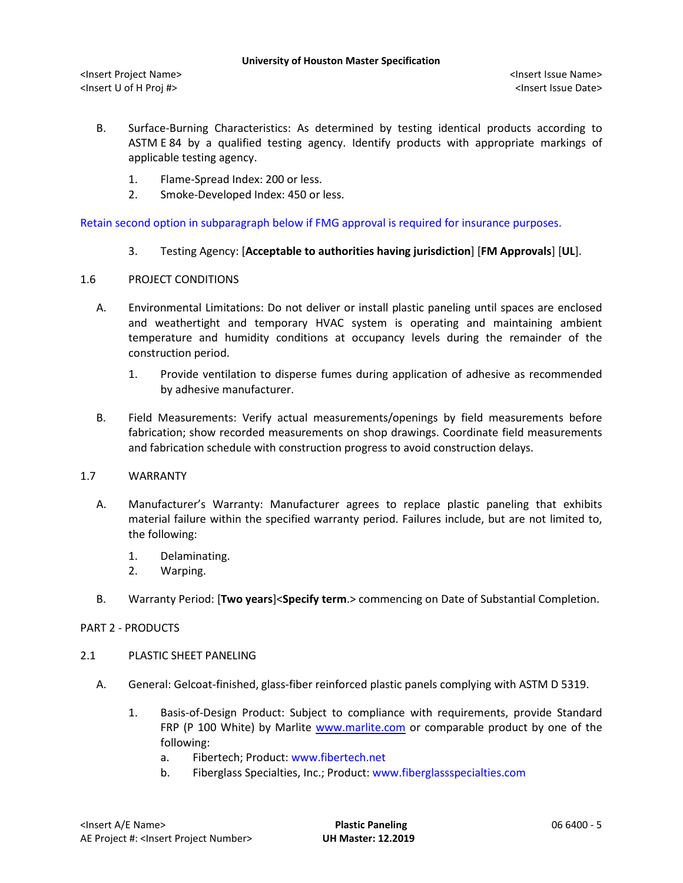B. Surface-Burning Characteristics: As determined by testing identical products according to ASTM E 84 by a qualified testing agency. Identify products with appropriate markings of applicable testing agency.

1. Flame-Spread Index: 200 or less.
2. Smoke-Developed Index: 450 or less.

Retain second option in subparagraph below if FMG approval is required for insurance purposes.

3. Testing Agency: [**Acceptable to authorities having jurisdiction**] [**FM Approvals**] [**UL**].

## 1.6 PROJECT CONDITIONS

A. Environmental Limitations: Do not deliver or install plastic paneling until spaces are enclosed and weathertight and temporary HVAC system is operating and maintaining ambient temperature and humidity conditions at occupancy levels during the remainder of the construction period.

1. Provide ventilation to disperse fumes during application of adhesive as recommended by adhesive manufacturer.

B. Field Measurements: Verify actual measurements/openings by field measurements before fabrication; show recorded measurements on shop drawings. Coordinate field measurements and fabrication schedule with construction progress to avoid construction delays.

## 1.7 WARRANTY

A. Manufacturer's Warranty: Manufacturer agrees to replace plastic paneling that exhibits material failure within the specified warranty period. Failures include, but are not limited to, the following:

1. Delaminating.
2. Warping.

B. Warranty Period: [**Two years**]<**Specify term**.> commencing on Date of Substantial Completion.

# PART 2 - PRODUCTS

## 2.1 PLASTIC SHEET PANELING

A. General: Gelcoat-finished, glass-fiber reinforced plastic panels complying with ASTM D 5319.

1. Basis-of-Design Product: Subject to compliance with requirements, provide Standard FRP (P 100 White) by Marlite www.marlite.com or comparable product by one of the following:
   a. Fibertech; Product: www.fibertech.net
   b. Fiberglass Specialties, Inc.; Product: www.fiberglassspecialties.com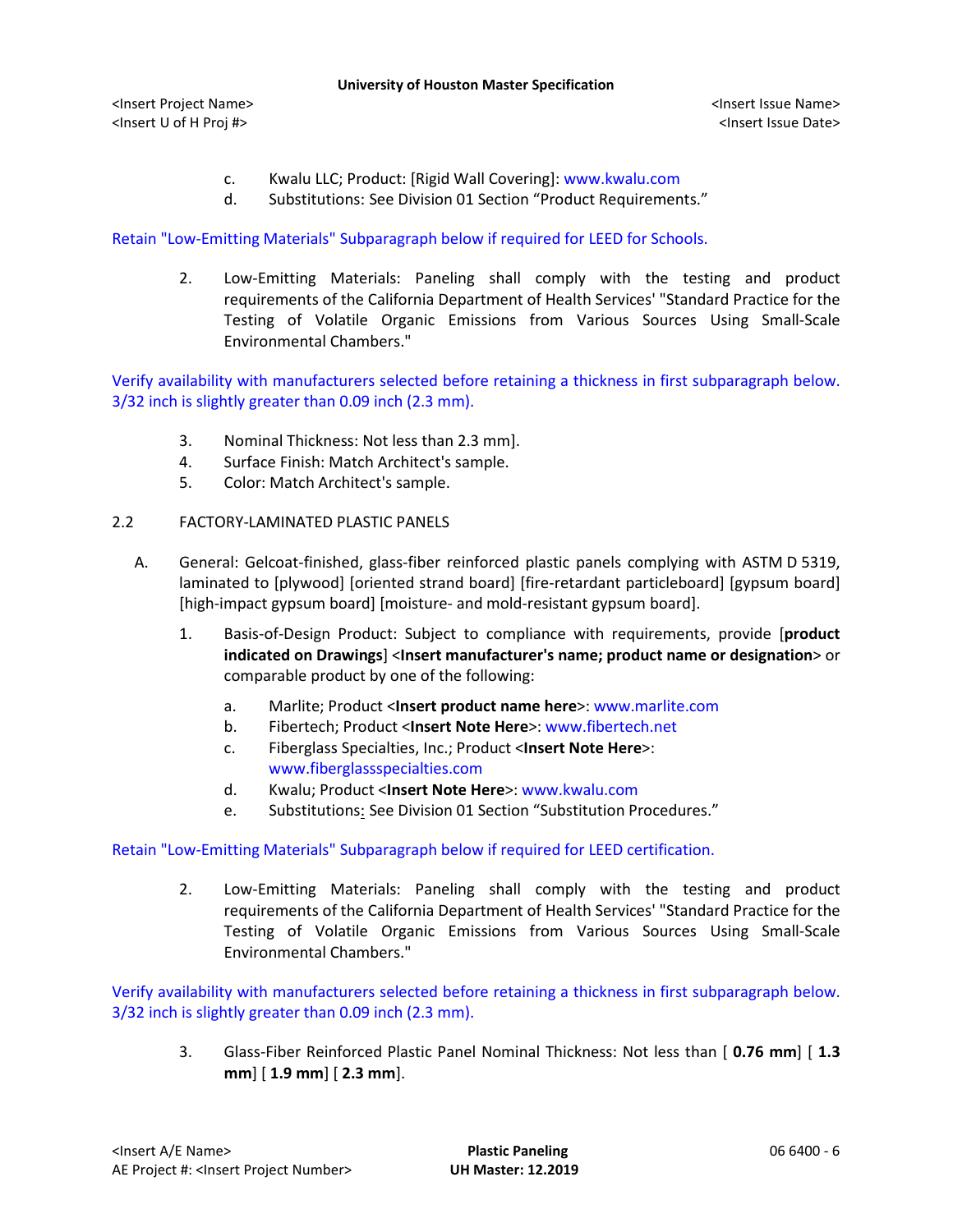c. Kwalu LLC; Product: [Rigid Wall Covering]: www.kwalu.com
d. Substitutions: See Division 01 Section “Product Requirements.”

Retain "Low-Emitting Materials" Subparagraph below if required for LEED for Schools.

2. Low-Emitting Materials: Paneling shall comply with the testing and product requirements of the California Department of Health Services' "Standard Practice for the Testing of Volatile Organic Emissions from Various Sources Using Small-Scale Environmental Chambers."

Verify availability with manufacturers selected before retaining a thickness in first subparagraph below. 3/32 inch is slightly greater than 0.09 inch (2.3 mm).

3. Nominal Thickness: Not less than 2.3 mm].
4. Surface Finish: Match Architect's sample.
5. Color: Match Architect's sample.

## 2.2 FACTORY-LAMINATED PLASTIC PANELS

A. General: Gelcoat-finished, glass-fiber reinforced plastic panels complying with ASTM D 5319, laminated to [plywood] [oriented strand board] [fire-retardant particleboard] [gypsum board] [high-impact gypsum board] [moisture- and mold-resistant gypsum board].

1. Basis-of-Design Product: Subject to compliance with requirements, provide [**product indicated on Drawings**] <**Insert manufacturer's name; product name or designation**> or comparable product by one of the following:

   a. Marlite; Product <**Insert product name here**>: www.marlite.com
   b. Fibertech; Product <**Insert Note Here**>: www.fibertech.net
   c. Fiberglass Specialties, Inc.; Product <**Insert Note Here**>: www.fiberglassspecialties.com
   d. Kwalu; Product <**Insert Note Here**>: www.kwalu.com
   e. Substitutions: See Division 01 Section “Substitution Procedures.”

Retain "Low-Emitting Materials" Subparagraph below if required for LEED certification.

2. Low-Emitting Materials: Paneling shall comply with the testing and product requirements of the California Department of Health Services' "Standard Practice for the Testing of Volatile Organic Emissions from Various Sources Using Small-Scale Environmental Chambers."

Verify availability with manufacturers selected before retaining a thickness in first subparagraph below. 3/32 inch is slightly greater than 0.09 inch (2.3 mm).

3. Glass-Fiber Reinforced Plastic Panel Nominal Thickness: Not less than [ **0.76 mm**] [ **1.3 mm**] [ **1.9 mm**] [ **2.3 mm**].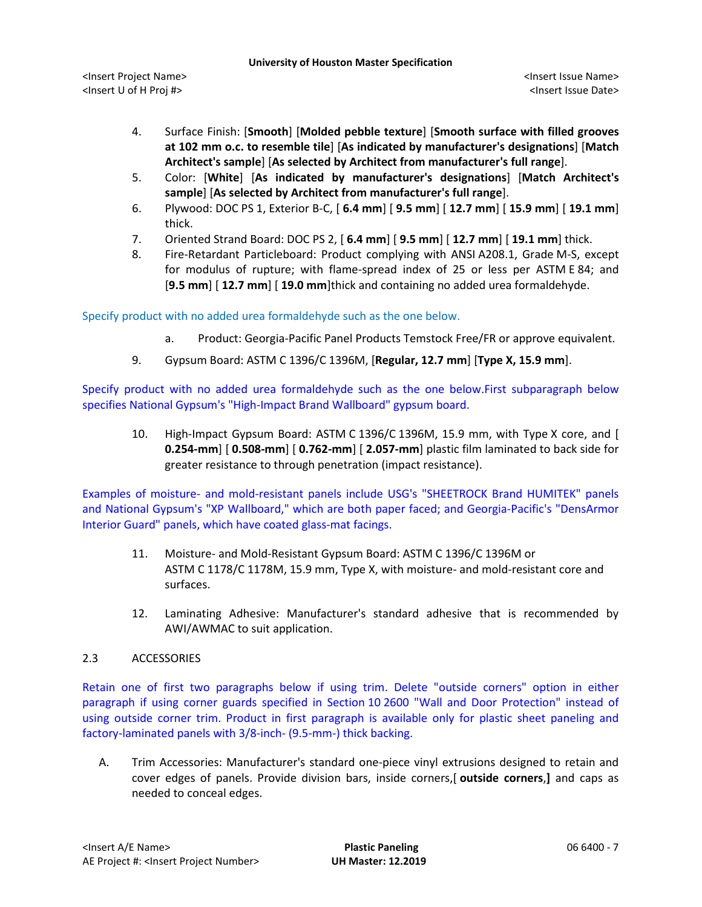4. Surface Finish: [**Smooth**] [**Molded pebble texture**] [**Smooth surface with filled grooves at 102 mm o.c. to resemble tile**] [**As indicated by manufacturer's designations**] [**Match Architect's sample**] [**As selected by Architect from manufacturer's full range**].
5. Color: [**White**] [**As indicated by manufacturer's designations**] [**Match Architect's sample**] [**As selected by Architect from manufacturer's full range**].
6. Plywood: DOC PS 1, Exterior B-C, [ **6.4 mm**] [ **9.5 mm**] [ **12.7 mm**] [ **15.9 mm**] [ **19.1 mm**] thick.
7. Oriented Strand Board: DOC PS 2, [ **6.4 mm**] [ **9.5 mm**] [ **12.7 mm**] [ **19.1 mm**] thick.
8. Fire-Retardant Particleboard: Product complying with ANSI A208.1, Grade M-S, except for modulus of rupture; with flame-spread index of 25 or less per ASTM E 84; and [**9.5 mm**] [ **12.7 mm**] [ **19.0 mm**]thick and containing no added urea formaldehyde.

Specify product with no added urea formaldehyde such as the one below.

a. Product: Georgia-Pacific Panel Products Temstock Free/FR or approve equivalent.

9. Gypsum Board: ASTM C 1396/C 1396M, [**Regular, 12.7 mm**] [**Type X, 15.9 mm**].

Specify product with no added urea formaldehyde such as the one below.First subparagraph below specifies National Gypsum's "High-Impact Brand Wallboard" gypsum board.

10. High-Impact Gypsum Board: ASTM C 1396/C 1396M, 15.9 mm, with Type X core, and [ **0.254-mm**] [ **0.508-mm**] [ **0.762-mm**] [ **2.057-mm**] plastic film laminated to back side for greater resistance to through penetration (impact resistance).

Examples of moisture- and mold-resistant panels include USG's "SHEETROCK Brand HUMITEK" panels and National Gypsum's "XP Wallboard," which are both paper faced; and Georgia-Pacific's "DensArmor Interior Guard" panels, which have coated glass-mat facings.

11. Moisture- and Mold-Resistant Gypsum Board: ASTM C 1396/C 1396M or ASTM C 1178/C 1178M, 15.9 mm, Type X, with moisture- and mold-resistant core and surfaces.

12. Laminating Adhesive: Manufacturer's standard adhesive that is recommended by AWI/AWMAC to suit application.

2.3 ACCESSORIES

Retain one of first two paragraphs below if using trim. Delete "outside corners" option in either paragraph if using corner guards specified in Section 10 2600 "Wall and Door Protection" instead of using outside corner trim. Product in first paragraph is available only for plastic sheet paneling and factory-laminated panels with 3/8-inch- (9.5-mm-) thick backing.

A. Trim Accessories: Manufacturer's standard one-piece vinyl extrusions designed to retain and cover edges of panels. Provide division bars, inside corners,[ **outside corners**,**]** and caps as needed to conceal edges.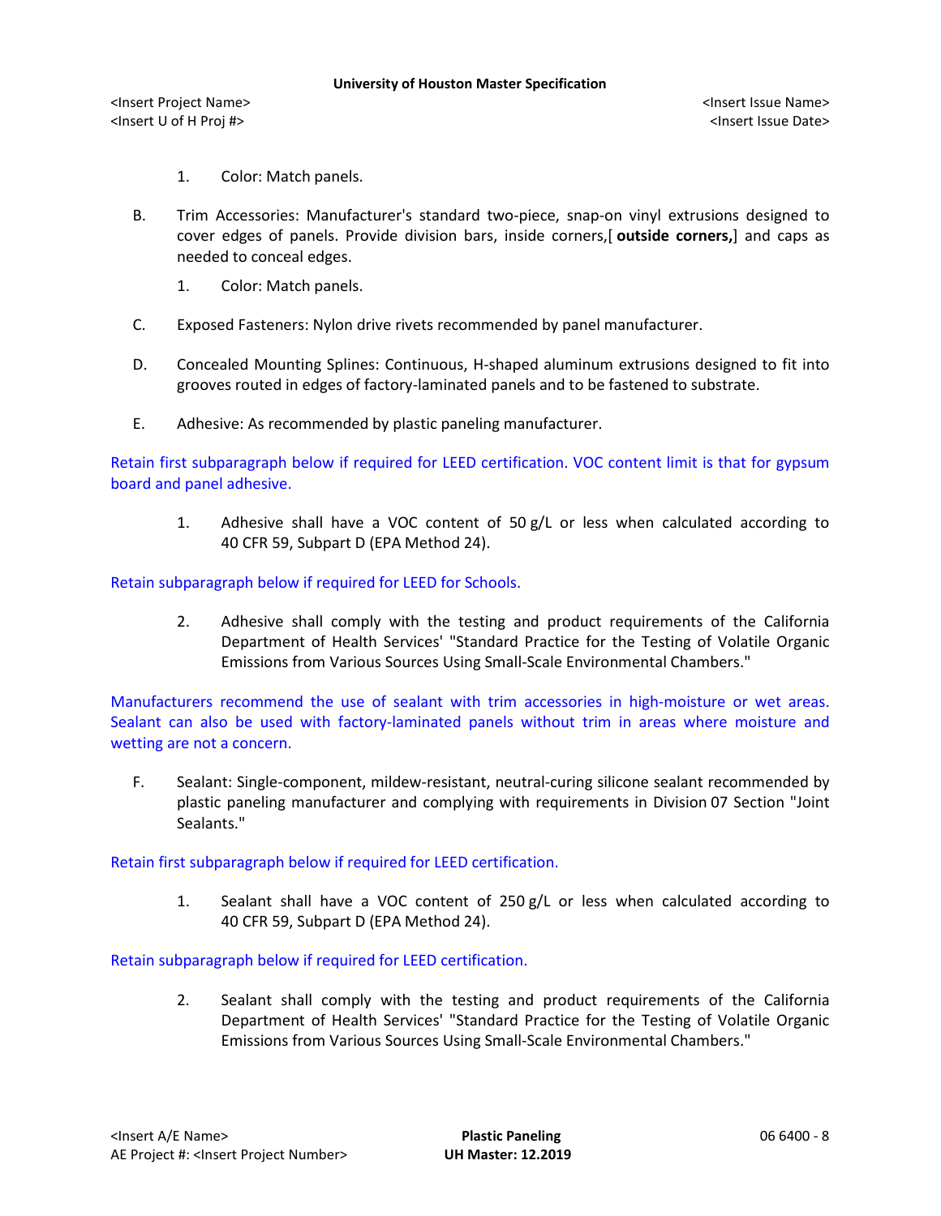1. Color: Match panels.

B. Trim Accessories: Manufacturer's standard two-piece, snap-on vinyl extrusions designed to cover edges of panels. Provide division bars, inside corners,[ **outside corners,**] and caps as needed to conceal edges.

   1. Color: Match panels.

C. Exposed Fasteners: Nylon drive rivets recommended by panel manufacturer.

D. Concealed Mounting Splines: Continuous, H-shaped aluminum extrusions designed to fit into grooves routed in edges of factory-laminated panels and to be fastened to substrate.

E. Adhesive: As recommended by plastic paneling manufacturer.

Retain first subparagraph below if required for LEED certification. VOC content limit is that for gypsum board and panel adhesive.

   1. Adhesive shall have a VOC content of 50 g/L or less when calculated according to 40 CFR 59, Subpart D (EPA Method 24).

Retain subparagraph below if required for LEED for Schools.

   2. Adhesive shall comply with the testing and product requirements of the California Department of Health Services' "Standard Practice for the Testing of Volatile Organic Emissions from Various Sources Using Small-Scale Environmental Chambers."

Manufacturers recommend the use of sealant with trim accessories in high-moisture or wet areas. Sealant can also be used with factory-laminated panels without trim in areas where moisture and wetting are not a concern.

F. Sealant: Single-component, mildew-resistant, neutral-curing silicone sealant recommended by plastic paneling manufacturer and complying with requirements in Division 07 Section "Joint Sealants."

Retain first subparagraph below if required for LEED certification.

   1. Sealant shall have a VOC content of 250 g/L or less when calculated according to 40 CFR 59, Subpart D (EPA Method 24).

Retain subparagraph below if required for LEED certification.

   2. Sealant shall comply with the testing and product requirements of the California Department of Health Services' "Standard Practice for the Testing of Volatile Organic Emissions from Various Sources Using Small-Scale Environmental Chambers."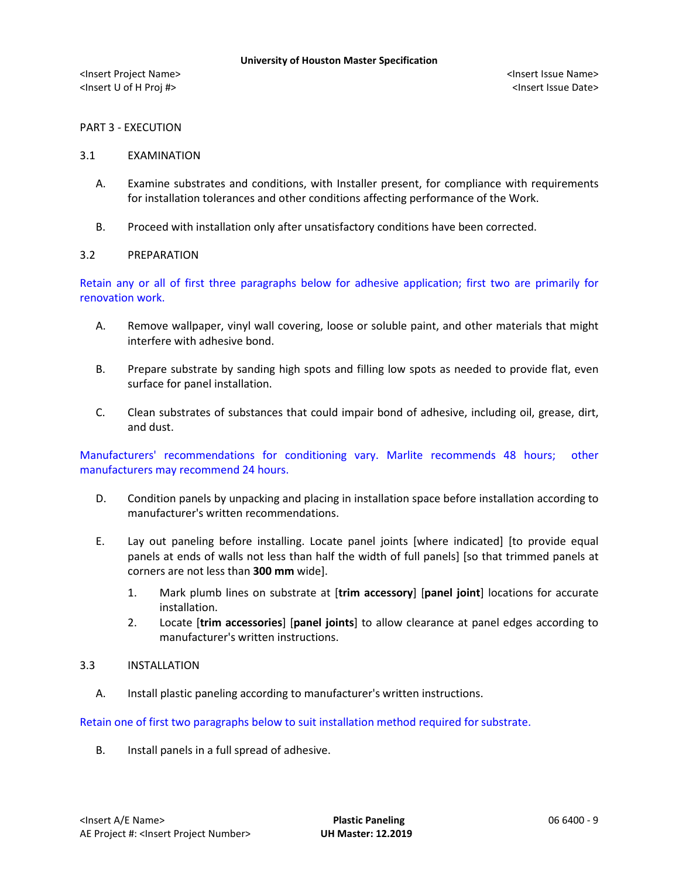PART 3 - EXECUTION

3.1 EXAMINATION

A. Examine substrates and conditions, with Installer present, for compliance with requirements for installation tolerances and other conditions affecting performance of the Work.

B. Proceed with installation only after unsatisfactory conditions have been corrected.

3.2 PREPARATION

Retain any or all of first three paragraphs below for adhesive application; first two are primarily for renovation work.

A. Remove wallpaper, vinyl wall covering, loose or soluble paint, and other materials that might interfere with adhesive bond.

B. Prepare substrate by sanding high spots and filling low spots as needed to provide flat, even surface for panel installation.

C. Clean substrates of substances that could impair bond of adhesive, including oil, grease, dirt, and dust.

Manufacturers' recommendations for conditioning vary. Marlite recommends 48 hours; other manufacturers may recommend 24 hours.

D. Condition panels by unpacking and placing in installation space before installation according to manufacturer's written recommendations.

E. Lay out paneling before installing. Locate panel joints [where indicated] [to provide equal panels at ends of walls not less than half the width of full panels] [so that trimmed panels at corners are not less than **300 mm** wide].

1. Mark plumb lines on substrate at [**trim accessory**] [**panel joint**] locations for accurate installation.
2. Locate [**trim accessories**] [**panel joints**] to allow clearance at panel edges according to manufacturer's written instructions.

3.3 INSTALLATION

A. Install plastic paneling according to manufacturer's written instructions.

Retain one of first two paragraphs below to suit installation method required for substrate.

B. Install panels in a full spread of adhesive.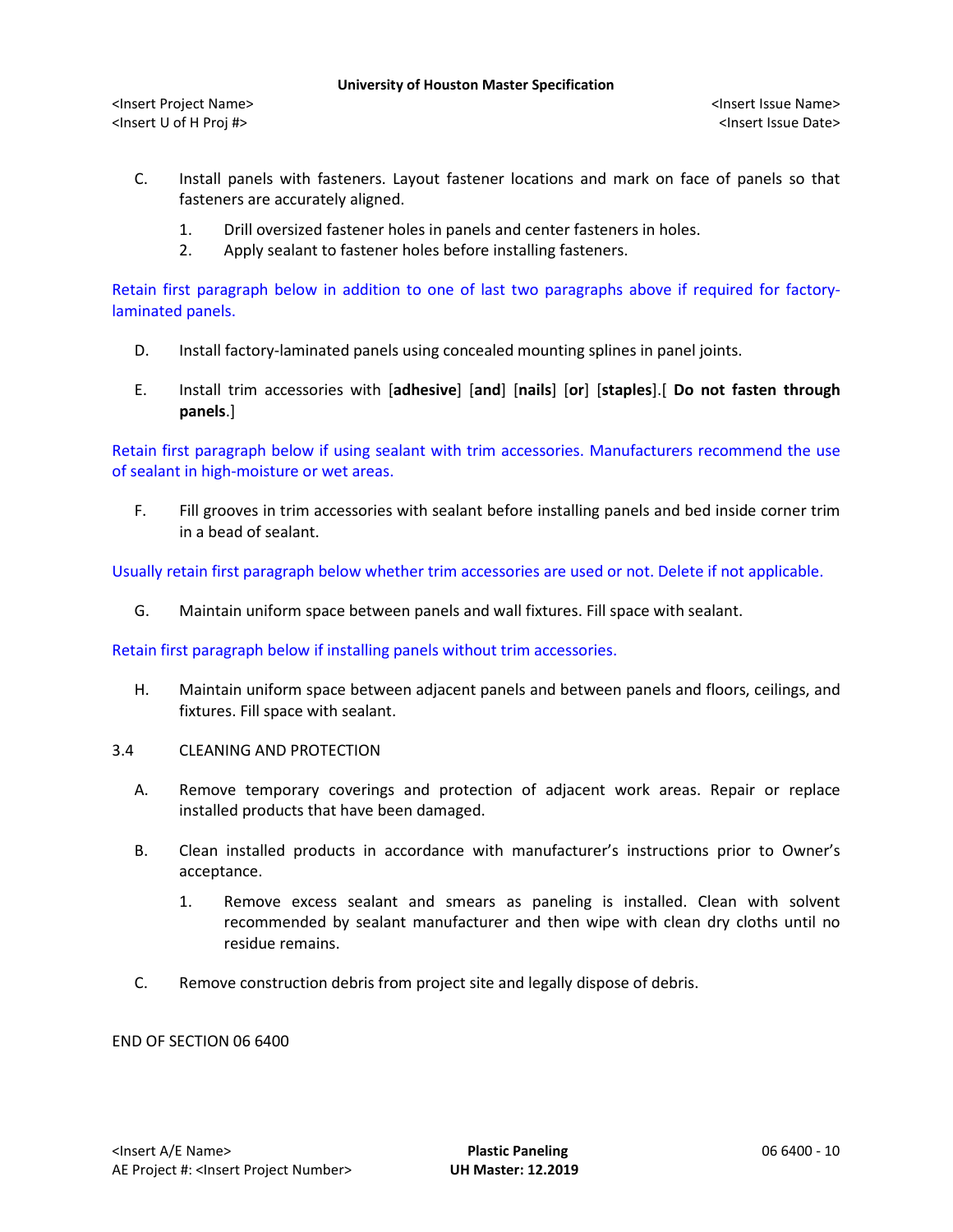C. Install panels with fasteners. Layout fastener locations and mark on face of panels so that fasteners are accurately aligned.

1. Drill oversized fastener holes in panels and center fasteners in holes.
2. Apply sealant to fastener holes before installing fasteners.

Retain first paragraph below in addition to one of last two paragraphs above if required for factory-laminated panels.

D. Install factory-laminated panels using concealed mounting splines in panel joints.

E. Install trim accessories with [**adhesive**] [**and**] [**nails**] [**or**] [**staples**].[ **Do not fasten through panels**.]

Retain first paragraph below if using sealant with trim accessories. Manufacturers recommend the use of sealant in high-moisture or wet areas.

F. Fill grooves in trim accessories with sealant before installing panels and bed inside corner trim in a bead of sealant.

Usually retain first paragraph below whether trim accessories are used or not. Delete if not applicable.

G. Maintain uniform space between panels and wall fixtures. Fill space with sealant.

Retain first paragraph below if installing panels without trim accessories.

H. Maintain uniform space between adjacent panels and between panels and floors, ceilings, and fixtures. Fill space with sealant.

## 3.4 CLEANING AND PROTECTION

A. Remove temporary coverings and protection of adjacent work areas. Repair or replace installed products that have been damaged.

B. Clean installed products in accordance with manufacturer's instructions prior to Owner's acceptance.

1. Remove excess sealant and smears as paneling is installed. Clean with solvent recommended by sealant manufacturer and then wipe with clean dry cloths until no residue remains.

C. Remove construction debris from project site and legally dispose of debris.

END OF SECTION 06 6400